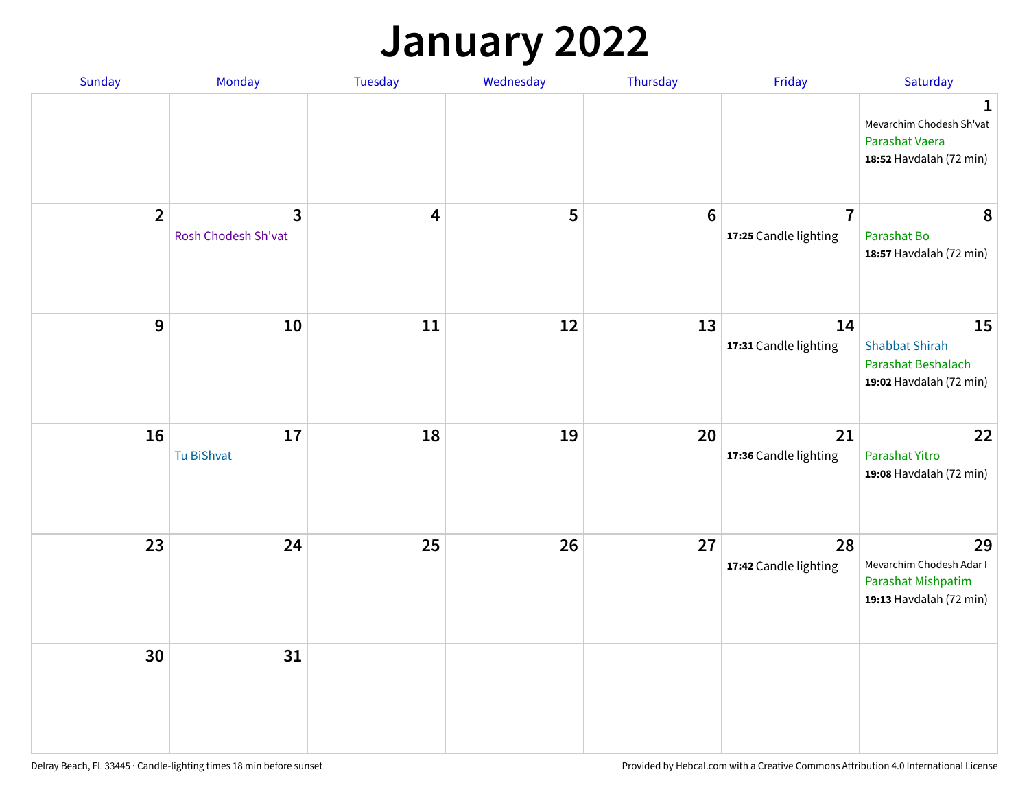# January 2022

| Sunday | Monday | Tuesday | Wednesday | Thursday | Friday | Saturday |
| --- | --- | --- | --- | --- | --- | --- |
| | | | | | | **1** Mevarchim Chodesh Sh'vat Parashat Vaera **18:52** Havdalah (72 min) |
| **2** | **3** Rosh Chodesh Sh'vat | **4** | **5** | **6** | **7** **17:25** Candle lighting | **8** Parashat Bo **18:57** Havdalah (72 min) |
| **9** | **10** | **11** | **12** | **13** | **14** **17:31** Candle lighting | **15** Shabbat Shirah Parashat Beshalach **19:02** Havdalah (72 min) |
| **16** | **17** Tu BiShvat | **18** | **19** | **20** | **21** **17:36** Candle lighting | **22** Parashat Yitro **19:08** Havdalah (72 min) |
| **23** | **24** | **25** | **26** | **27** | **28** **17:42** Candle lighting | **29** Mevarchim Chodesh Adar I Parashat Mishpatim **19:13** Havdalah (72 min) |
| **30** | **31** | | | | | |

Delray Beach, FL 33445 · Candle-lighting times 18 min before sunset

Provided by Hebcal.com with a Creative Commons Attribution 4.0 International License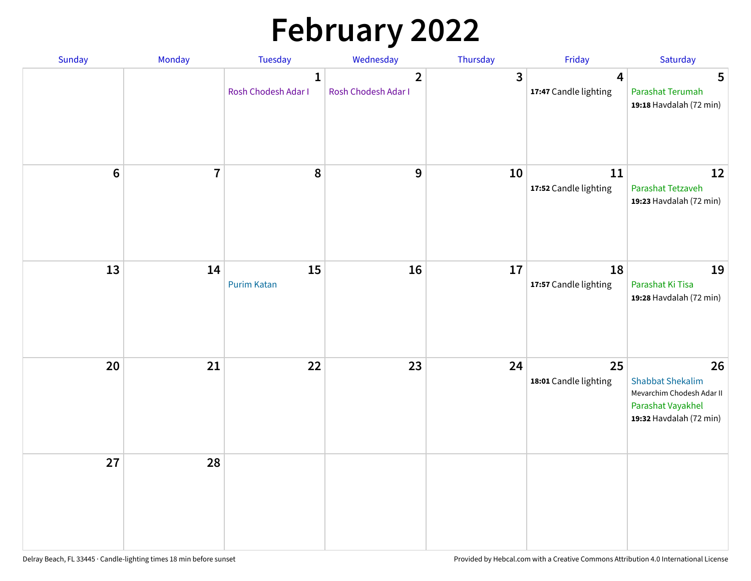# February 2022

| Sunday | Monday | Tuesday | Wednesday | Thursday | Friday | Saturday |
|---|---|---|---|---|---|---|
| | | 1<br>Rosh Chodesh Adar I | 2<br>Rosh Chodesh Adar I | 3 | 4<br>**17:47** Candle lighting | 5<br>Parashat Terumah<br>**19:18** Havdalah (72 min) |
| 6 | 7 | 8 | 9 | 10 | 11<br>**17:52** Candle lighting | 12<br>Parashat Tetzaveh<br>**19:23** Havdalah (72 min) |
| 13 | 14 | 15<br>Purim Katan | 16 | 17 | 18<br>**17:57** Candle lighting | 19<br>Parashat Ki Tisa<br>**19:28** Havdalah (72 min) |
| 20 | 21 | 22 | 23 | 24 | 25<br>**18:01** Candle lighting | 26<br>Shabbat Shekalim<br>Mevarchim Chodesh Adar II<br>Parashat Vayakhel<br>**19:32** Havdalah (72 min) |
| 27 | 28 | | | | | |

Delray Beach, FL 33445 · Candle-lighting times 18 min before sunset

Provided by Hebcal.com with a Creative Commons Attribution 4.0 International License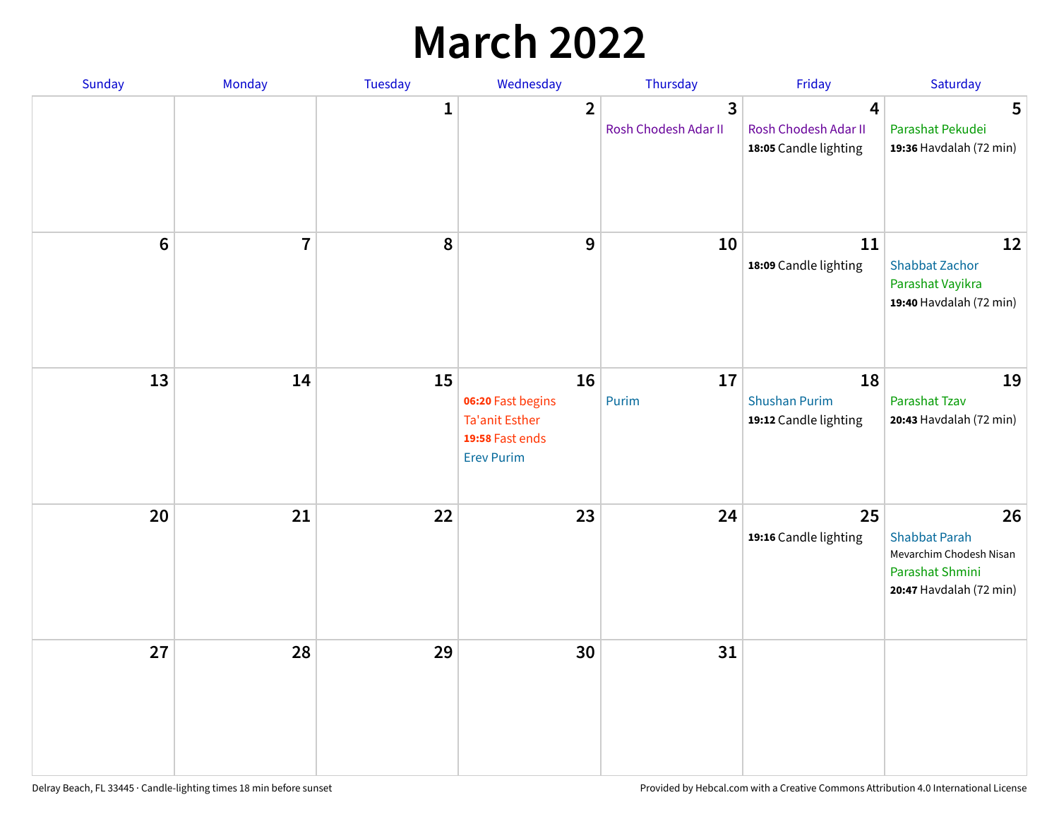# March 2022

| Sunday | Monday | Tuesday | Wednesday | Thursday | Friday | Saturday |
|---|---|---|---|---|---|---|
| | | 1 | 2 | 3<br>Rosh Chodesh Adar II | 4<br>Rosh Chodesh Adar II<br>**18:05** Candle lighting | 5<br>Parashat Pekudei<br>**19:36** Havdalah (72 min) |
| 6 | 7 | 8 | 9 | 10 | 11<br>**18:09** Candle lighting | 12<br>Shabbat Zachor<br>Parashat Vayikra<br>**19:40** Havdalah (72 min) |
| 13 | 14 | 15 | 16<br>**06:20** Fast begins<br>Ta'anit Esther<br>**19:58** Fast ends<br>Erev Purim | 17<br>Purim | 18<br>Shushan Purim<br>**19:12** Candle lighting | 19<br>Parashat Tzav<br>**20:43** Havdalah (72 min) |
| 20 | 21 | 22 | 23 | 24 | 25<br>**19:16** Candle lighting | 26<br>Shabbat Parah<br>Mevarchim Chodesh Nisan<br>Parashat Shmini<br>**20:47** Havdalah (72 min) |
| 27 | 28 | 29 | 30 | 31 | | |

Delray Beach, FL 33445 · Candle-lighting times 18 min before sunset

Provided by Hebcal.com with a Creative Commons Attribution 4.0 International License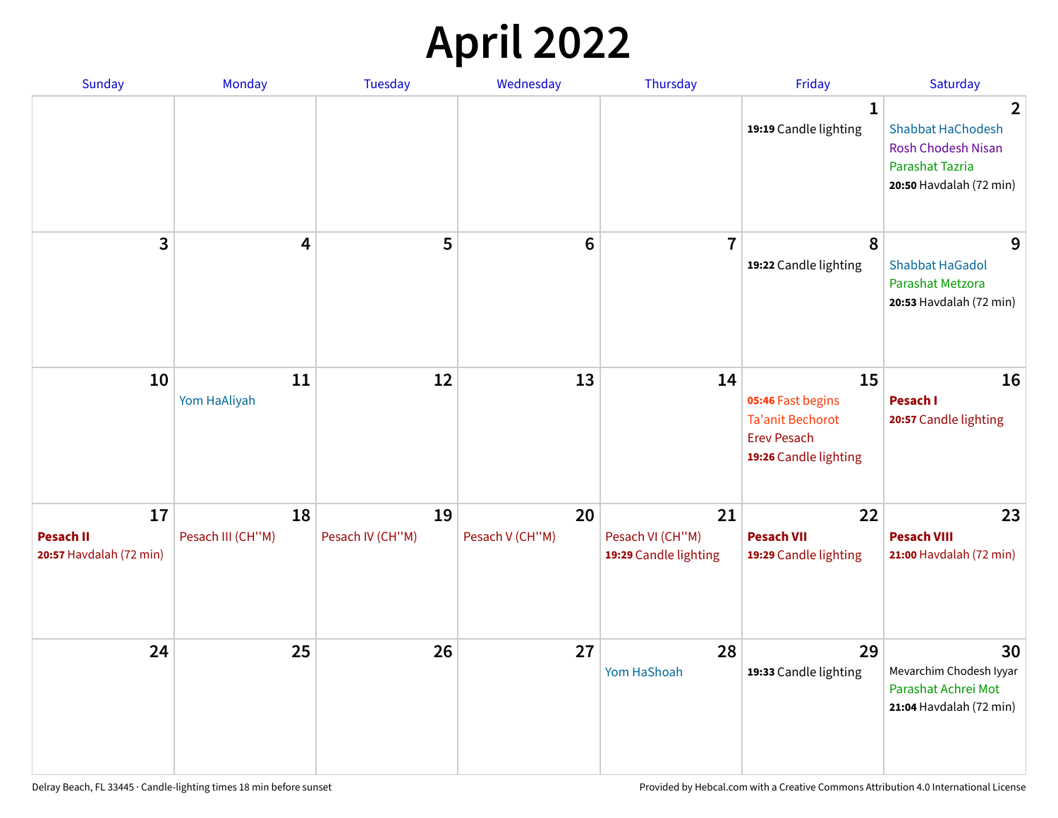# April 2022

| Sunday | Monday | Tuesday | Wednesday | Thursday | Friday | Saturday |
|---|---|---|---|---|---|---|
| | | | | | 1<br>**19:19** Candle lighting | 2<br>Shabbat HaChodesh<br>Rosh Chodesh Nisan<br>Parashat Tazria<br>**20:50** Havdalah (72 min) |
| 3 | 4 | 5 | 6 | 7 | 8<br>**19:22** Candle lighting | 9<br>Shabbat HaGadol<br>Parashat Metzora<br>**20:53** Havdalah (72 min) |
| 10 | 11<br>Yom HaAliyah | 12 | 13 | 14 | 15<br>**05:46** Fast begins<br>Ta'anit Bechorot<br>Erev Pesach<br>**19:26** Candle lighting | 16<br>**Pesach I**<br>**20:57** Candle lighting |
| 17<br>**Pesach II**<br>**20:57** Havdalah (72 min) | 18<br>Pesach III (CH''M) | 19<br>Pesach IV (CH''M) | 20<br>Pesach V (CH''M) | 21<br>Pesach VI (CH''M)<br>**19:29** Candle lighting | 22<br>**Pesach VII**<br>**19:29** Candle lighting | 23<br>**Pesach VIII**<br>**21:00** Havdalah (72 min) |
| 24 | 25 | 26 | 27 | 28<br>Yom HaShoah | 29<br>**19:33** Candle lighting | 30<br>Mevarchim Chodesh Iyyar<br>Parashat Achrei Mot<br>**21:04** Havdalah (72 min) |

Delray Beach, FL 33445 · Candle-lighting times 18 min before sunset

Provided by Hebcal.com with a Creative Commons Attribution 4.0 International License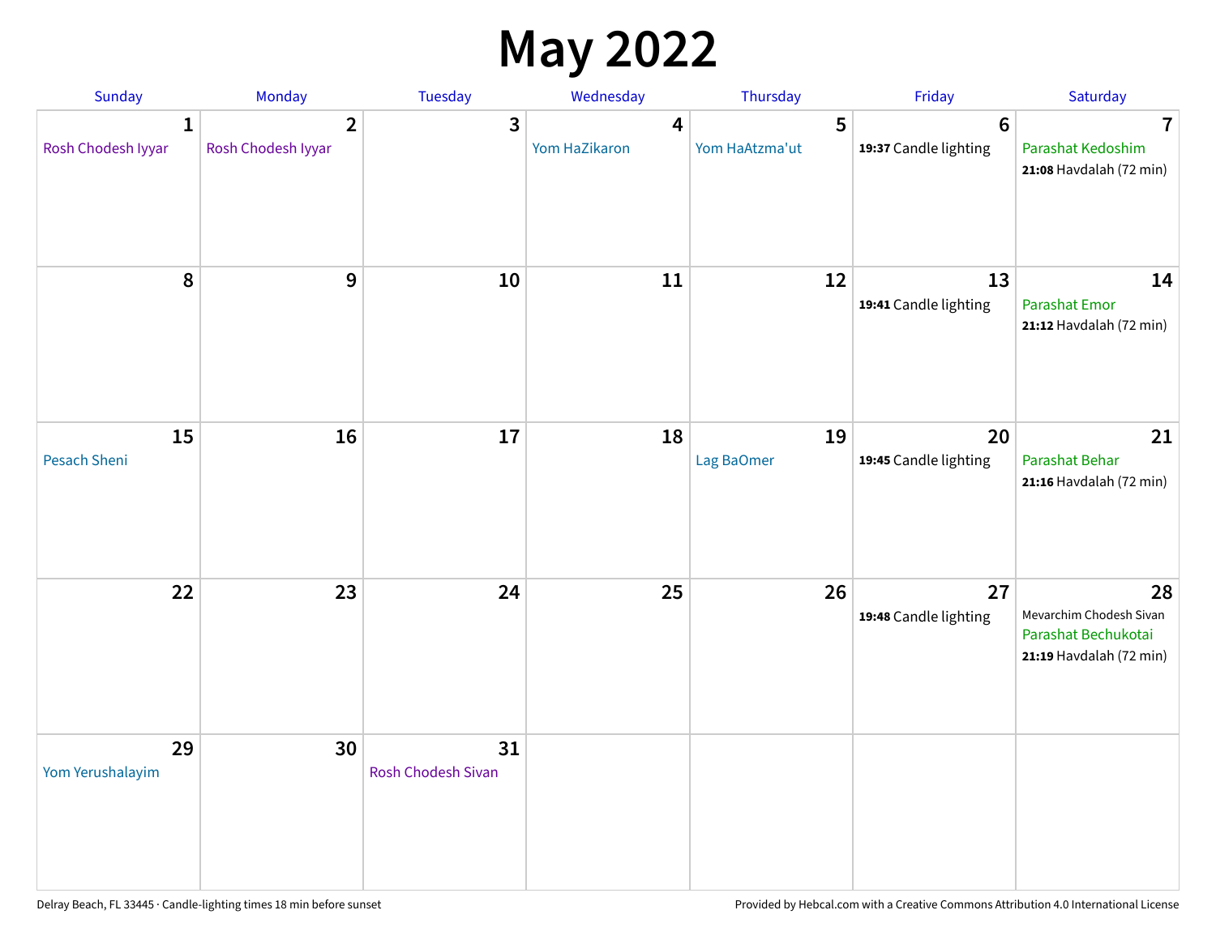# May 2022

| Sunday | Monday | Tuesday | Wednesday | Thursday | Friday | Saturday |
|---|---|---|---|---|---|---|
| **1** Rosh Chodesh Iyyar | **2** Rosh Chodesh Iyyar | **3** | **4** Yom HaZikaron | **5** Yom HaAtzma'ut | **6** **19:37** Candle lighting | **7** Parashat Kedoshim **21:08** Havdalah (72 min) |
| **8** | **9** | **10** | **11** | **12** | **13** **19:41** Candle lighting | **14** Parashat Emor **21:12** Havdalah (72 min) |
| **15** Pesach Sheni | **16** | **17** | **18** | **19** Lag BaOmer | **20** **19:45** Candle lighting | **21** Parashat Behar **21:16** Havdalah (72 min) |
| **22** | **23** | **24** | **25** | **26** | **27** **19:48** Candle lighting | **28** Mevarchim Chodesh Sivan Parashat Bechukotai **21:19** Havdalah (72 min) |
| **29** Yom Yerushalayim | **30** | **31** Rosh Chodesh Sivan | | | | |

Delray Beach, FL 33445 · Candle-lighting times 18 min before sunset

Provided by Hebcal.com with a Creative Commons Attribution 4.0 International License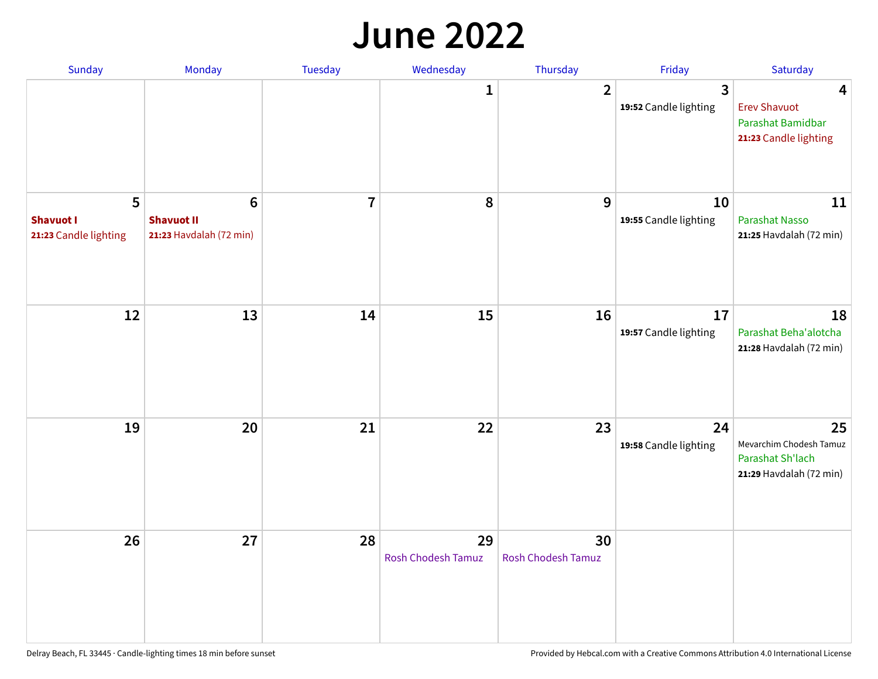# June 2022

| Sunday | Monday | Tuesday | Wednesday | Thursday | Friday | Saturday |
|---|---|---|---|---|---|---|
| | | | 1 | 2 | 3<br>**19:52** Candle lighting | 4<br>Erev Shavuot<br>Parashat Bamidbar<br>**21:23** Candle lighting |
| 5<br>**Shavuot I**<br>**21:23** Candle lighting | 6<br>**Shavuot II**<br>**21:23** Havdalah (72 min) | 7 | 8 | 9 | 10<br>**19:55** Candle lighting | 11<br>Parashat Nasso<br>**21:25** Havdalah (72 min) |
| 12 | 13 | 14 | 15 | 16 | 17<br>**19:57** Candle lighting | 18<br>Parashat Beha'alotcha<br>**21:28** Havdalah (72 min) |
| 19 | 20 | 21 | 22 | 23 | 24<br>**19:58** Candle lighting | 25<br>Mevarchim Chodesh Tamuz<br>Parashat Sh'lach<br>**21:29** Havdalah (72 min) |
| 26 | 27 | 28 | 29<br>Rosh Chodesh Tamuz | 30<br>Rosh Chodesh Tamuz | | |

Delray Beach, FL 33445 · Candle-lighting times 18 min before sunset

Provided by Hebcal.com with a Creative Commons Attribution 4.0 International License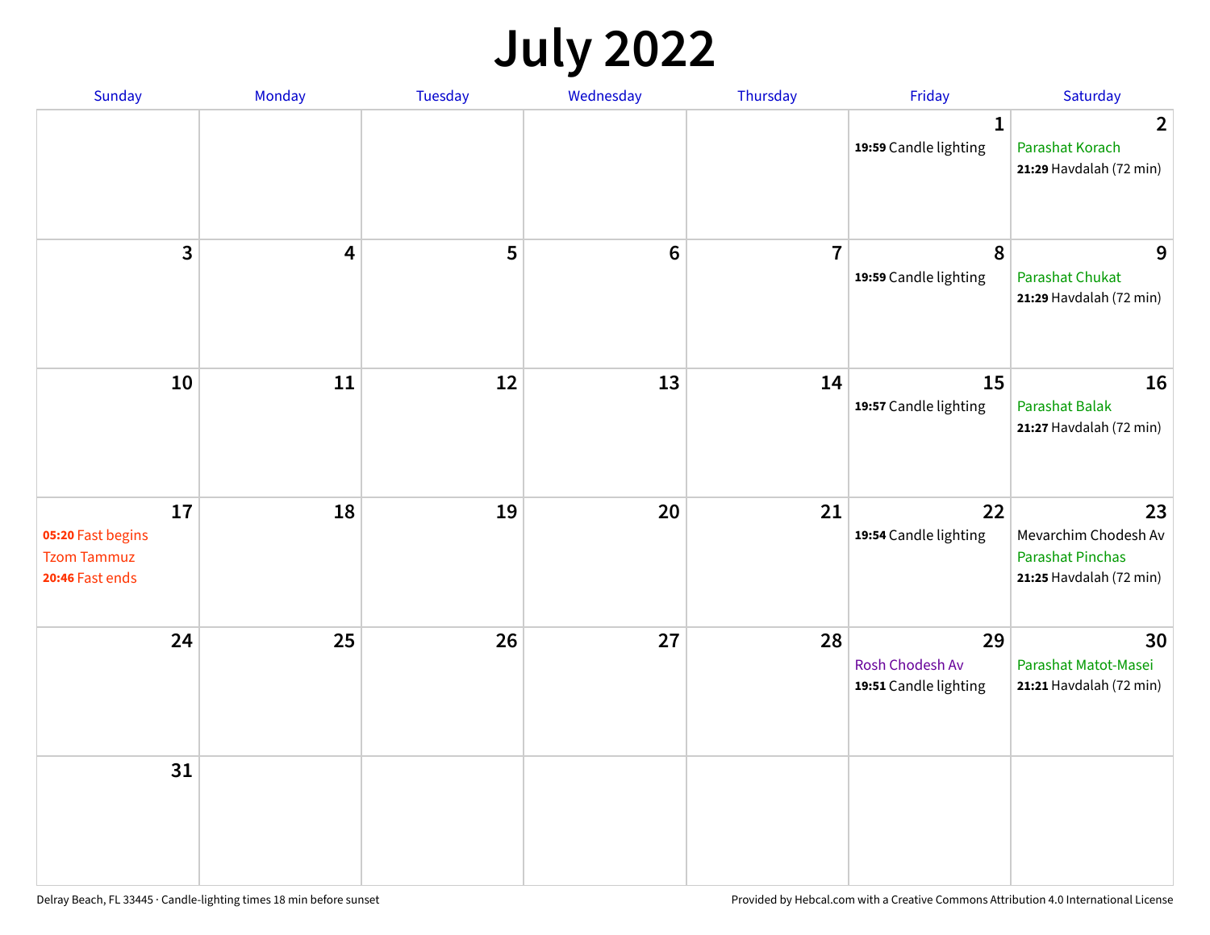# July 2022

| Sunday | Monday | Tuesday | Wednesday | Thursday | Friday | Saturday |
|---|---|---|---|---|---|---|
| | | | | | **1**<br>**19:59** Candle lighting | **2**<br>Parashat Korach<br>**21:29** Havdalah (72 min) |
| **3** | **4** | **5** | **6** | **7** | **8**<br>**19:59** Candle lighting | **9**<br>Parashat Chukat<br>**21:29** Havdalah (72 min) |
| **10** | **11** | **12** | **13** | **14** | **15**<br>**19:57** Candle lighting | **16**<br>Parashat Balak<br>**21:27** Havdalah (72 min) |
| **17**<br>**05:20** Fast begins<br>Tzom Tammuz<br>**20:46** Fast ends | **18** | **19** | **20** | **21** | **22**<br>**19:54** Candle lighting | **23**<br>Mevarchim Chodesh Av<br>Parashat Pinchas<br>**21:25** Havdalah (72 min) |
| **24** | **25** | **26** | **27** | **28** | **29**<br>Rosh Chodesh Av<br>**19:51** Candle lighting | **30**<br>Parashat Matot-Masei<br>**21:21** Havdalah (72 min) |
| **31** | | | | | | |

Delray Beach, FL 33445 · Candle-lighting times 18 min before sunset

Provided by Hebcal.com with a Creative Commons Attribution 4.0 International License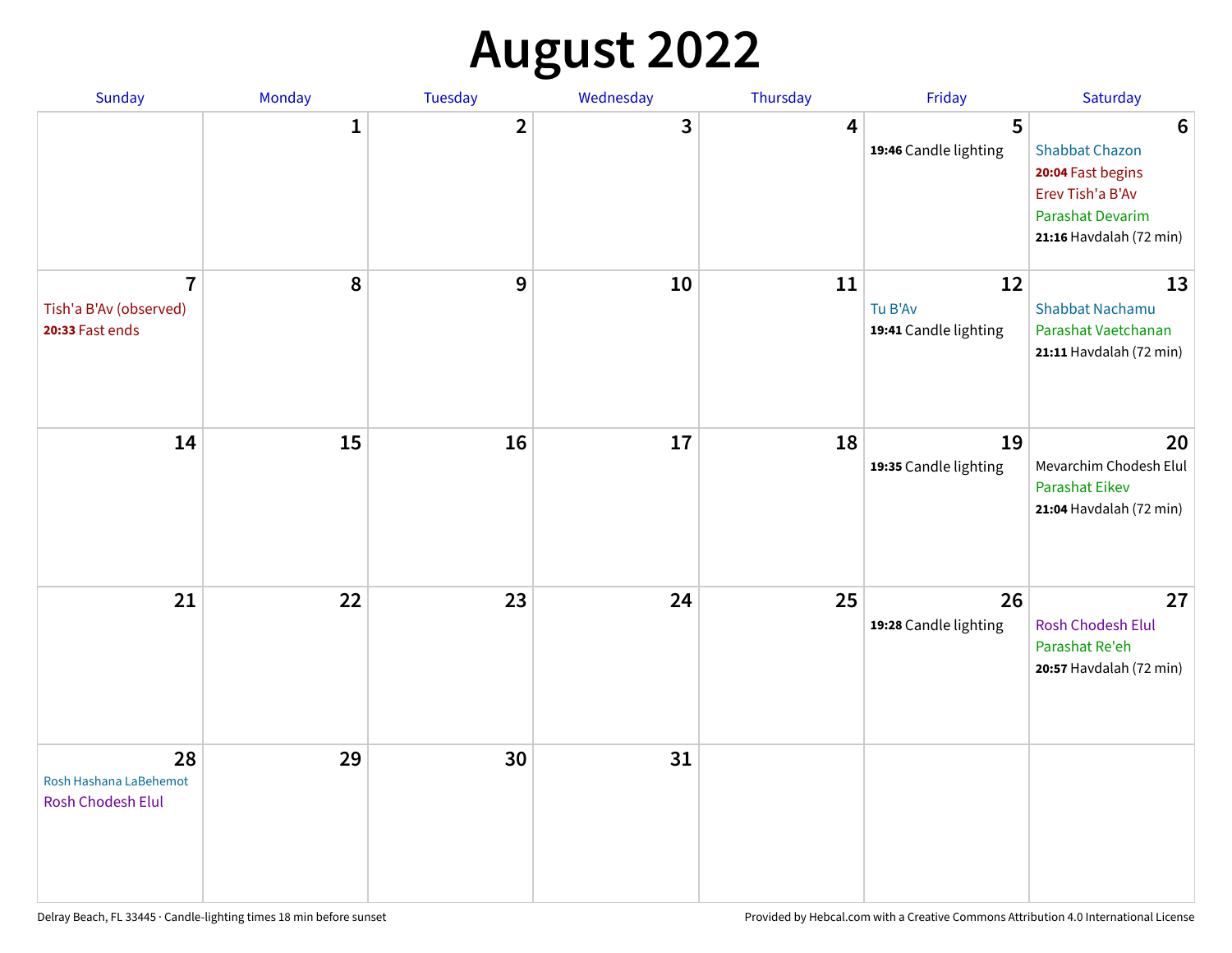# August 2022

| Sunday | Monday | Tuesday | Wednesday | Thursday | Friday | Saturday |
|---|---|---|---|---|---|---|
| | 1 | 2 | 3 | 4 | 5<br>**19:46** Candle lighting | 6<br>Shabbat Chazon<br>**20:04** Fast begins<br>Erev Tish'a B'Av<br>Parashat Devarim<br>**21:16** Havdalah (72 min) |
| 7<br>Tish'a B'Av (observed)<br>**20:33** Fast ends | 8 | 9 | 10 | 11 | 12<br>Tu B'Av<br>**19:41** Candle lighting | 13<br>Shabbat Nachamu<br>Parashat Vaetchanan<br>**21:11** Havdalah (72 min) |
| 14 | 15 | 16 | 17 | 18 | 19<br>**19:35** Candle lighting | 20<br>Mevarchim Chodesh Elul<br>Parashat Eikev<br>**21:04** Havdalah (72 min) |
| 21 | 22 | 23 | 24 | 25 | 26<br>**19:28** Candle lighting | 27<br>Rosh Chodesh Elul<br>Parashat Re'eh<br>**20:57** Havdalah (72 min) |
| 28<br>Rosh Hashana LaBehemot<br>Rosh Chodesh Elul | 29 | 30 | 31 | | | |

Delray Beach, FL 33445 · Candle-lighting times 18 min before sunset

Provided by Hebcal.com with a Creative Commons Attribution 4.0 International License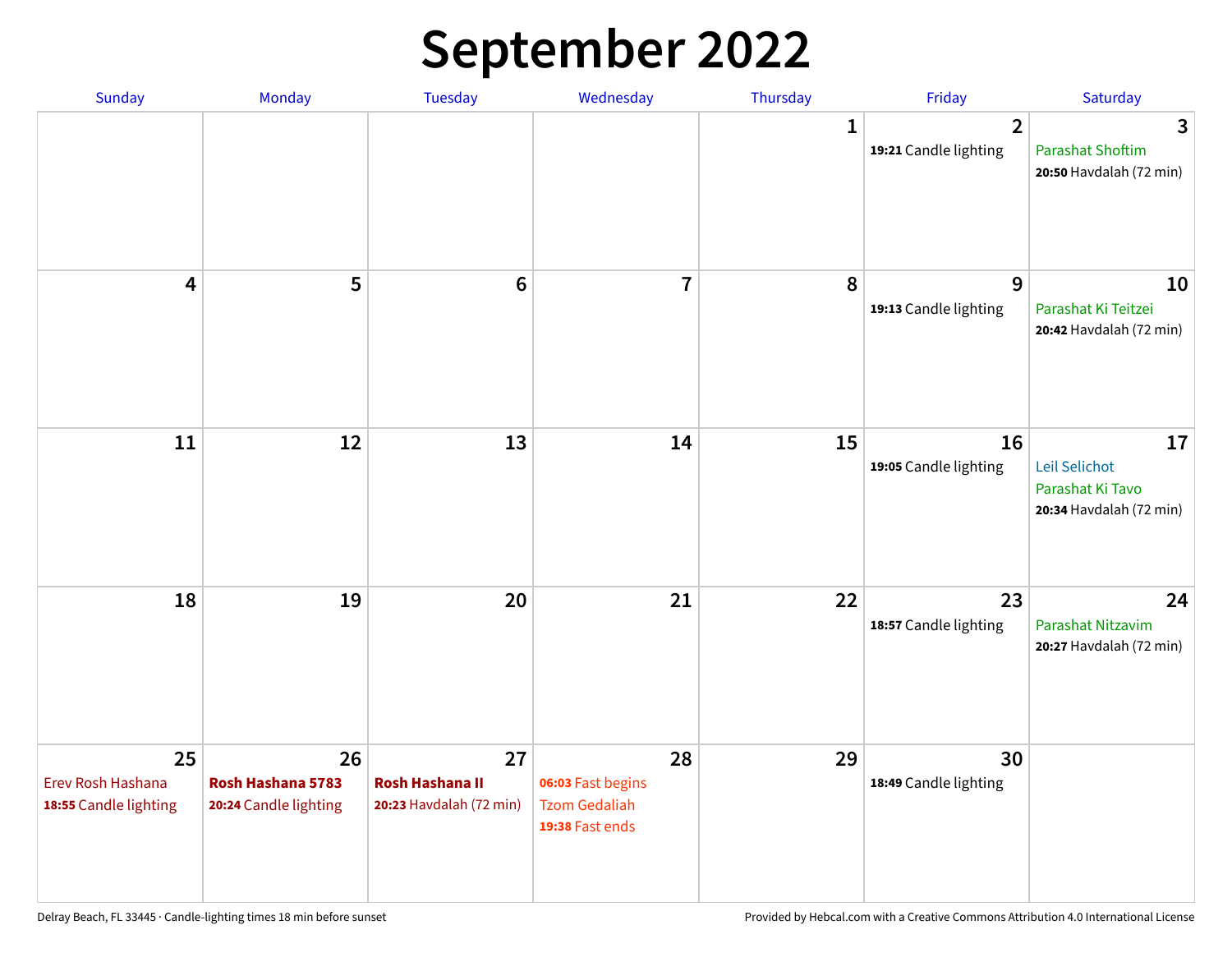# September 2022

| Sunday | Monday | Tuesday | Wednesday | Thursday | Friday | Saturday |
|---|---|---|---|---|---|---|
| | | | | 1 | 2<br>**19:21** Candle lighting | 3<br>Parashat Shoftim<br>**20:50** Havdalah (72 min) |
| 4 | 5 | 6 | 7 | 8 | 9<br>**19:13** Candle lighting | 10<br>Parashat Ki Teitzei<br>**20:42** Havdalah (72 min) |
| 11 | 12 | 13 | 14 | 15 | 16<br>**19:05** Candle lighting | 17<br>Leil Selichot<br>Parashat Ki Tavo<br>**20:34** Havdalah (72 min) |
| 18 | 19 | 20 | 21 | 22 | 23<br>**18:57** Candle lighting | 24<br>Parashat Nitzavim<br>**20:27** Havdalah (72 min) |
| 25<br>Erev Rosh Hashana<br>**18:55** Candle lighting | 26<br>**Rosh Hashana 5783**<br>**20:24** Candle lighting | 27<br>**Rosh Hashana II**<br>**20:23** Havdalah (72 min) | 28<br>**06:03** Fast begins<br>Tzom Gedaliah<br>**19:38** Fast ends | 29 | 30<br>**18:49** Candle lighting | |

Delray Beach, FL 33445 · Candle-lighting times 18 min before sunset

Provided by Hebcal.com with a Creative Commons Attribution 4.0 International License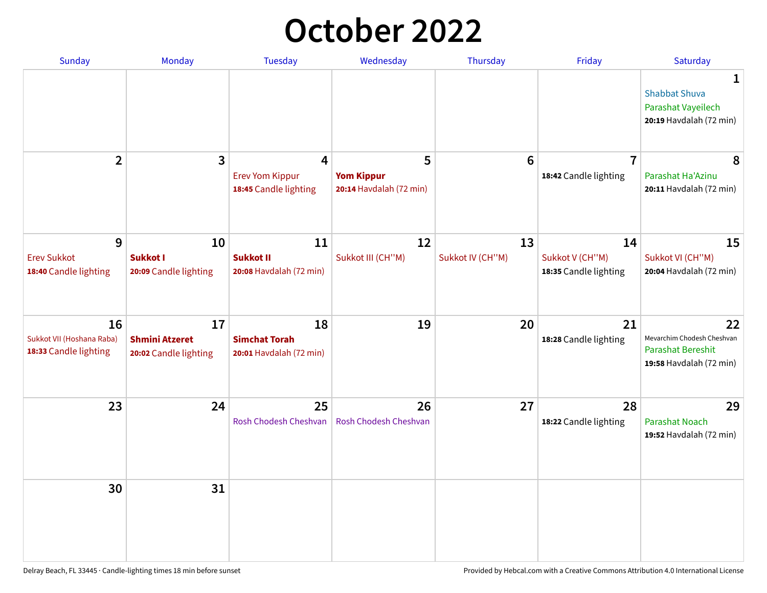# October 2022

| Sunday | Monday | Tuesday | Wednesday | Thursday | Friday | Saturday |
|---|---|---|---|---|---|---|
| | | | | | | **1**<br>Shabbat Shuva<br>Parashat Vayeilech<br>**20:19** Havdalah (72 min) |
| **2** | **3** | **4**<br>Erev Yom Kippur<br>**18:45** Candle lighting | **5**<br>**Yom Kippur**<br>**20:14** Havdalah (72 min) | **6** | **7**<br>**18:42** Candle lighting | **8**<br>Parashat Ha'Azinu<br>**20:11** Havdalah (72 min) |
| **9**<br>Erev Sukkot<br>**18:40** Candle lighting | **10**<br>**Sukkot I**<br>**20:09** Candle lighting | **11**<br>**Sukkot II**<br>**20:08** Havdalah (72 min) | **12**<br>Sukkot III (CH''M) | **13**<br>Sukkot IV (CH''M) | **14**<br>Sukkot V (CH''M)<br>**18:35** Candle lighting | **15**<br>Sukkot VI (CH''M)<br>**20:04** Havdalah (72 min) |
| **16**<br>Sukkot VII (Hoshana Raba)<br>**18:33** Candle lighting | **17**<br>**Shmini Atzeret**<br>**20:02** Candle lighting | **18**<br>**Simchat Torah**<br>**20:01** Havdalah (72 min) | **19** | **20** | **21**<br>**18:28** Candle lighting | **22**<br>Mevarchim Chodesh Cheshvan<br>Parashat Bereshit<br>**19:58** Havdalah (72 min) |
| **23** | **24** | **25**<br>Rosh Chodesh Cheshvan | **26**<br>Rosh Chodesh Cheshvan | **27** | **28**<br>**18:22** Candle lighting | **29**<br>Parashat Noach<br>**19:52** Havdalah (72 min) |
| **30** | **31** | | | | | |

Delray Beach, FL 33445 · Candle-lighting times 18 min before sunset

Provided by Hebcal.com with a Creative Commons Attribution 4.0 International License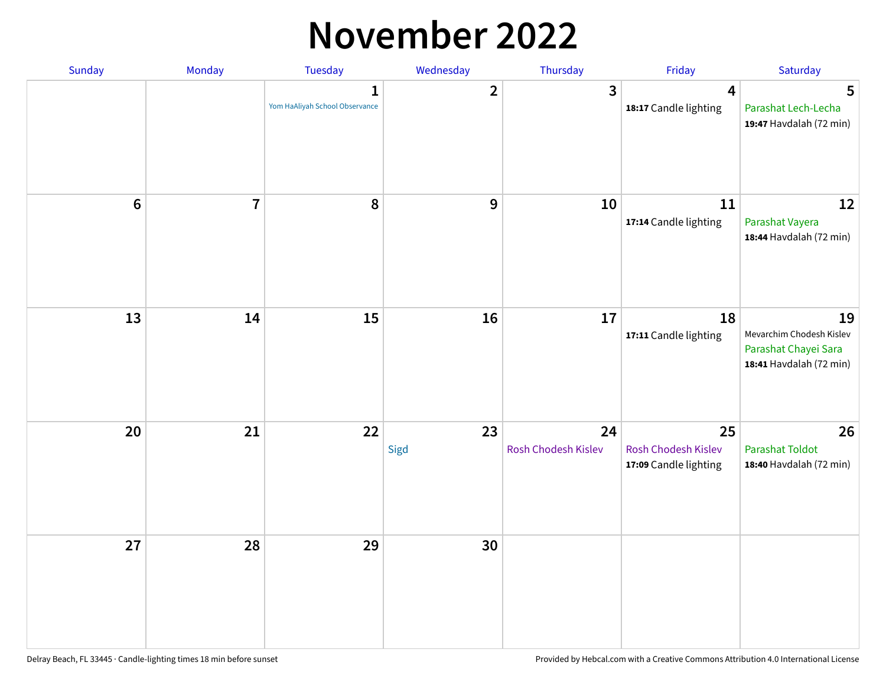# November 2022

| Sunday | Monday | Tuesday | Wednesday | Thursday | Friday | Saturday |
|---|---|---|---|---|---|---|
| | | 1<br>Yom HaAliyah School Observance | 2 | 3 | 4<br>**18:17** Candle lighting | 5<br>Parashat Lech-Lecha<br>**19:47** Havdalah (72 min) |
| 6 | 7 | 8 | 9 | 10 | 11<br>**17:14** Candle lighting | 12<br>Parashat Vayera<br>**18:44** Havdalah (72 min) |
| 13 | 14 | 15 | 16 | 17 | 18<br>**17:11** Candle lighting | 19<br>Mevarchim Chodesh Kislev<br>Parashat Chayei Sara<br>**18:41** Havdalah (72 min) |
| 20 | 21 | 22 | 23<br>Sigd | 24<br>Rosh Chodesh Kislev | 25<br>Rosh Chodesh Kislev<br>**17:09** Candle lighting | 26<br>Parashat Toldot<br>**18:40** Havdalah (72 min) |
| 27 | 28 | 29 | 30 | | | |

Delray Beach, FL 33445 · Candle-lighting times 18 min before sunset

Provided by Hebcal.com with a Creative Commons Attribution 4.0 International License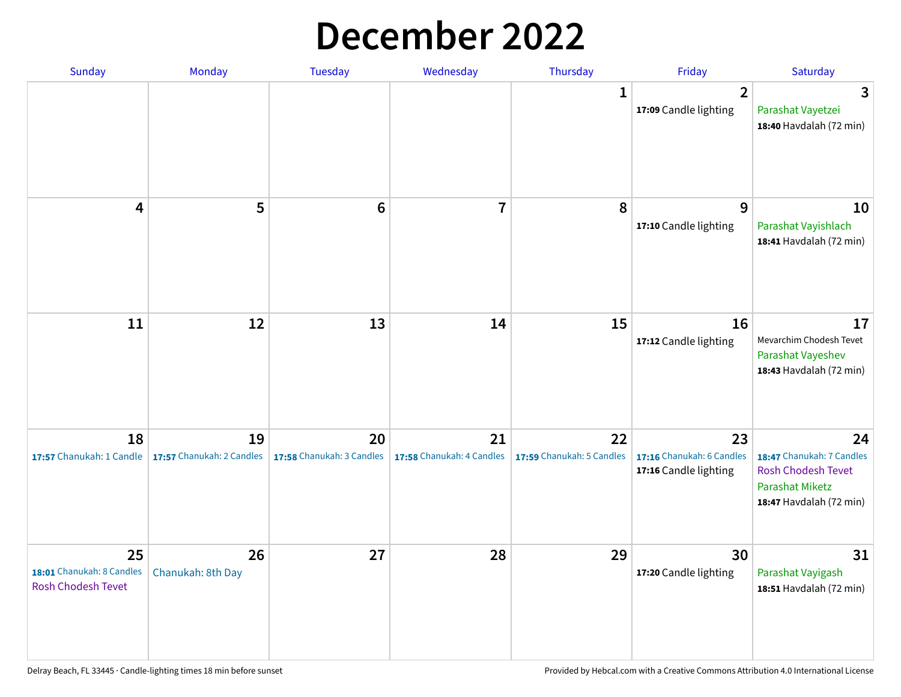# December 2022

| Sunday | Monday | Tuesday | Wednesday | Thursday | Friday | Saturday |
|---|---|---|---|---|---|---|
| | | | | 1 | 2<br>**17:09** Candle lighting | 3<br>Parashat Vayetzei<br>**18:40** Havdalah (72 min) |
| 4 | 5 | 6 | 7 | 8 | 9<br>**17:10** Candle lighting | 10<br>Parashat Vayishlach<br>**18:41** Havdalah (72 min) |
| 11 | 12 | 13 | 14 | 15 | 16<br>**17:12** Candle lighting | 17<br>Mevarchim Chodesh Tevet<br>Parashat Vayeshev<br>**18:43** Havdalah (72 min) |
| 18<br>**17:57** Chanukah: 1 Candle | 19<br>**17:57** Chanukah: 2 Candles | 20<br>**17:58** Chanukah: 3 Candles | 21<br>**17:58** Chanukah: 4 Candles | 22<br>**17:59** Chanukah: 5 Candles | 23<br>**17:16** Chanukah: 6 Candles<br>**17:16** Candle lighting | 24<br>**18:47** Chanukah: 7 Candles<br>Rosh Chodesh Tevet<br>Parashat Miketz<br>**18:47** Havdalah (72 min) |
| 25<br>**18:01** Chanukah: 8 Candles<br>Rosh Chodesh Tevet | 26<br>Chanukah: 8th Day | 27 | 28 | 29 | 30<br>**17:20** Candle lighting | 31<br>Parashat Vayigash<br>**18:51** Havdalah (72 min) |

Delray Beach, FL 33445 · Candle-lighting times 18 min before sunset

Provided by Hebcal.com with a Creative Commons Attribution 4.0 International License